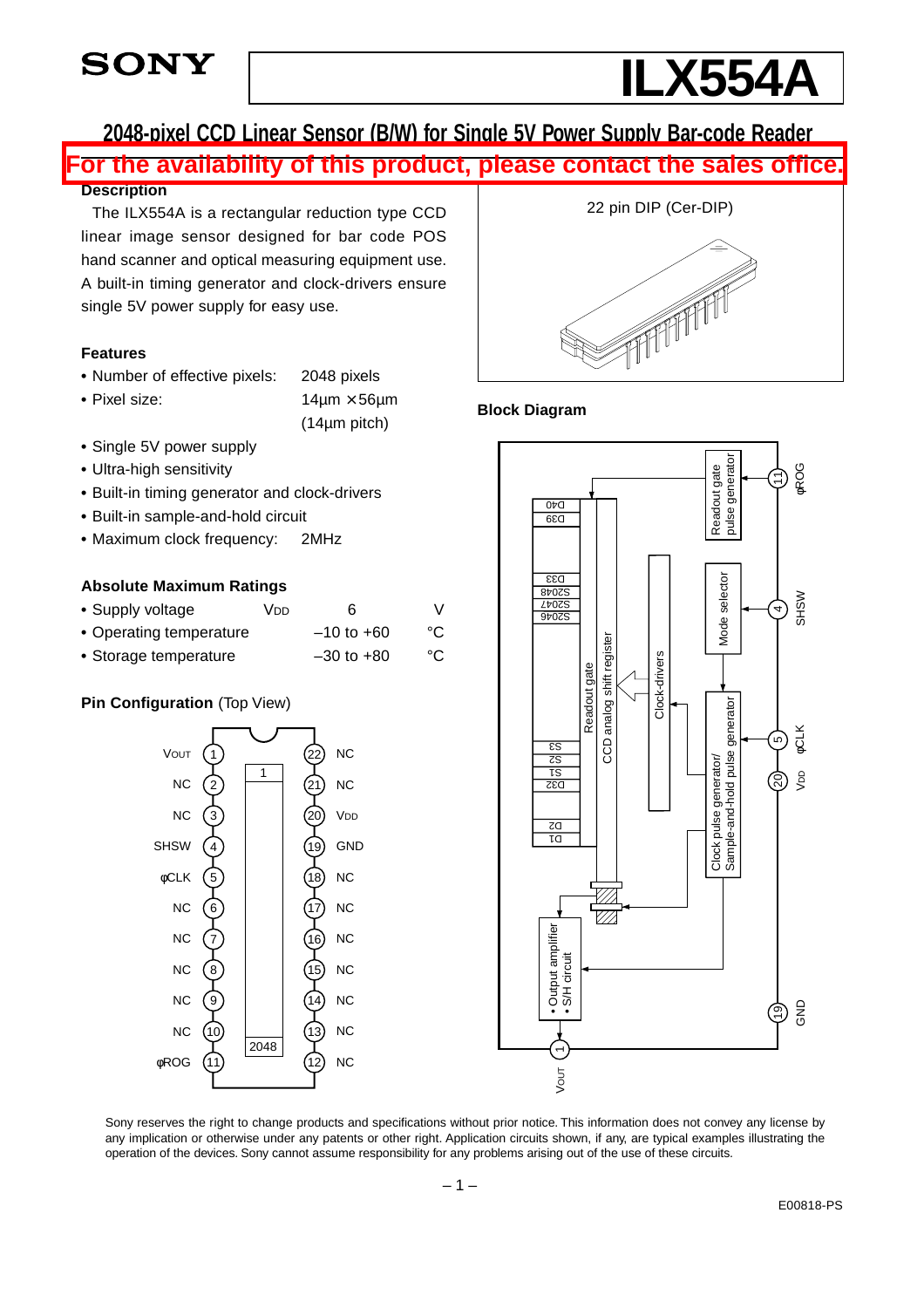SONY

# ILX554A

## 2048-pixel CCD Linear Sensor (B/W) for Single 5V Power Supply Bar-code Reader

**For the availability of this product, please contact the sales office.**

### Description

The ILX554A is a rectangular reduction type CCD linear image sensor designed for bar code POS hand scanner and optical measuring equipment use. A built-in timing generator and clock-drivers ensure single 5V power supply for easy use.

22 pin DIP (Cer-DIP)

### Features

- Number of effective pixels: 2048 pixels
- Pixel size: 14µm × 56µm (14µm pitch)
- Single 5V power supply
- Ultra-high sensitivity
- Built-in timing generator and clock-drivers
- Built-in sample-and-hold circuit
- Maximum clock frequency: 2MHz

### Absolute Maximum Ratings

| Item | Symbol | Rating | Unit |
|---|---|---|---|
| • Supply voltage | $V_{DD}$ | 6 | V |
| • Operating temperature | | –10 to +60 | °C |
| • Storage temperature | | –30 to +80 | °C |

### Pin Configuration (Top View)

| Pin | Name | Pin | Name |
|---|---|---|---|
| 1 | $V_{OUT}$ | 22 | NC |
| 2 | NC | 21 | NC |
| 3 | NC | 20 | $V_{DD}$ |
| 4 | SHSW | 19 | GND |
| 5 | φCLK | 18 | NC |
| 6 | NC | 17 | NC |
| 7 | NC | 16 | NC |
| 8 | NC | 15 | NC |
| 9 | NC | 14 | NC |
| 10 | NC | 13 | NC |
| 11 | φROG | 12 | NC |

### Block Diagram

Sony reserves the right to change products and specifications without prior notice. This information does not convey any license by any implication or otherwise under any patents or other right. Application circuits shown, if any, are typical examples illustrating the operation of the devices. Sony cannot assume responsibility for any problems arising out of the use of these circuits.

E00818-PS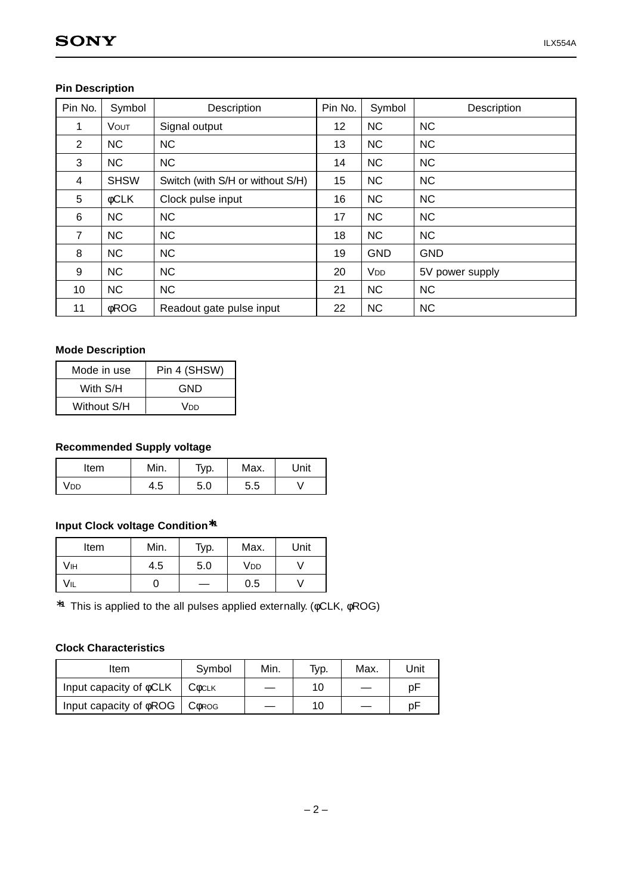## Pin Description

| Pin No. | Symbol | Description | Pin No. | Symbol | Description |
|---|---|---|---|---|---|
| 1 | $V_{OUT}$ | Signal output | 12 | NC | NC |
| 2 | NC | NC | 13 | NC | NC |
| 3 | NC | NC | 14 | NC | NC |
| 4 | SHSW | Switch (with S/H or without S/H) | 15 | NC | NC |
| 5 | φCLK | Clock pulse input | 16 | NC | NC |
| 6 | NC | NC | 17 | NC | NC |
| 7 | NC | NC | 18 | NC | NC |
| 8 | NC | NC | 19 | GND | GND |
| 9 | NC | NC | 20 | $V_{DD}$ | 5V power supply |
| 10 | NC | NC | 21 | NC | NC |
| 11 | φROG | Readout gate pulse input | 22 | NC | NC |

## Mode Description

| Mode in use | Pin 4 (SHSW) |
|---|---|
| With S/H | GND |
| Without S/H | $V_{DD}$ |

## Recommended Supply voltage

| Item | Min. | Typ. | Max. | Unit |
|---|---|---|---|---|
| $V_{DD}$ | 4.5 | 5.0 | 5.5 | V |

## Input Clock voltage Condition*1

| Item | Min. | Typ. | Max. | Unit |
|---|---|---|---|---|
| $V_{IH}$ | 4.5 | 5.0 | $V_{DD}$ | V |
| $V_{IL}$ | 0 | — | 0.5 | V |

*1 This is applied to the all pulses applied externally. (φCLK, φROG)

## Clock Characteristics

| Item | Symbol | Min. | Typ. | Max. | Unit |
|---|---|---|---|---|---|
| Input capacity of φCLK | $C_{\phi CLK}$ | — | 10 | — | pF |
| Input capacity of φROG | $C_{\phi ROG}$ | — | 10 | — | pF |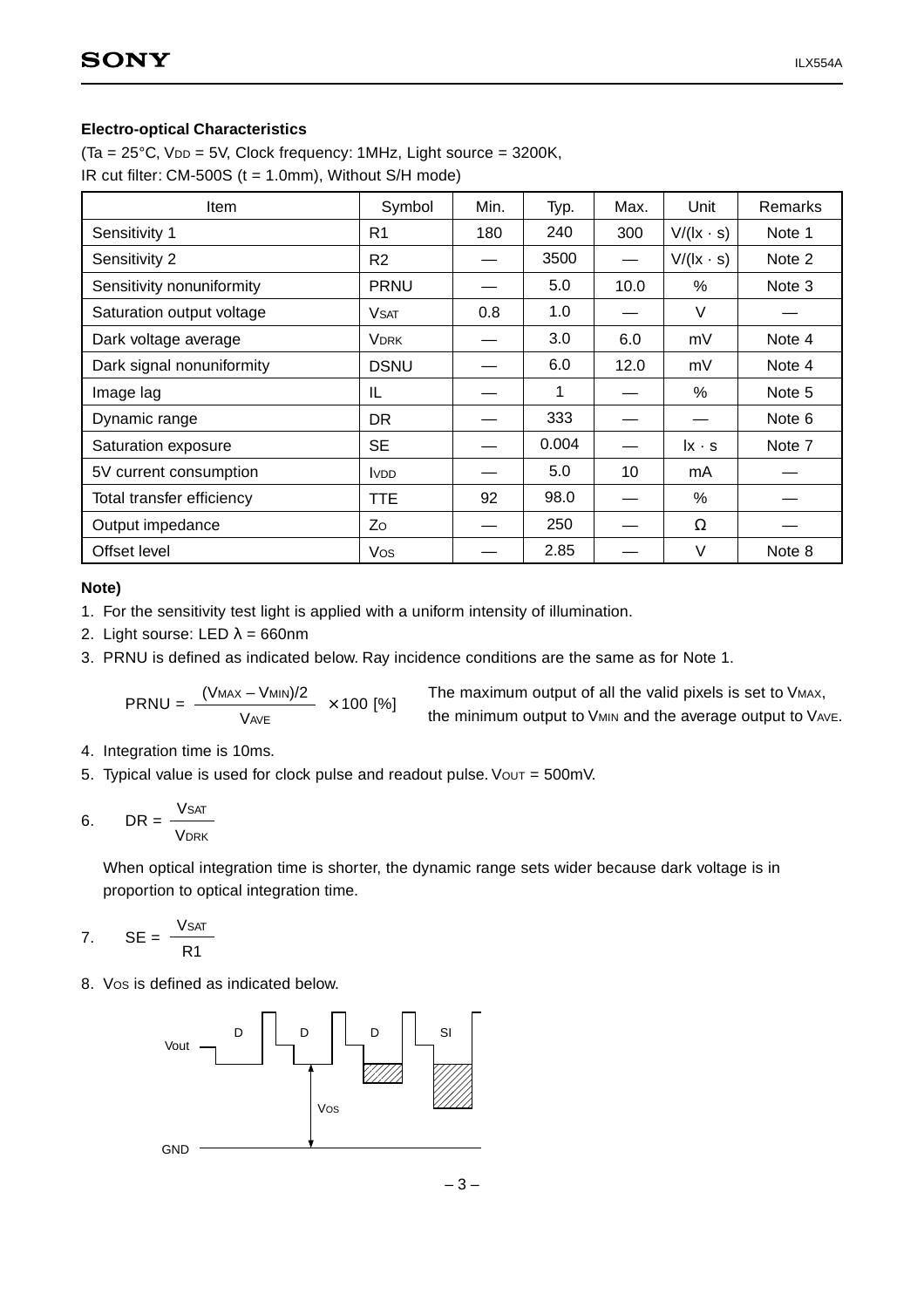**Electro-optical Characteristics**

(Ta = 25°C, $V_{DD}$ = 5V, Clock frequency: 1MHz, Light source = 3200K,
IR cut filter: CM-500S (t = 1.0mm), Without S/H mode)

| Item | Symbol | Min. | Typ. | Max. | Unit | Remarks |
|---|---|---|---|---|---|---|
| Sensitivity 1 | R1 | 180 | 240 | 300 | V/(lx · s) | Note 1 |
| Sensitivity 2 | R2 | — | 3500 | — | V/(lx · s) | Note 2 |
| Sensitivity nonuniformity | PRNU | — | 5.0 | 10.0 | % | Note 3 |
| Saturation output voltage | $V_{SAT}$ | 0.8 | 1.0 | — | V | — |
| Dark voltage average | $V_{DRK}$ | — | 3.0 | 6.0 | mV | Note 4 |
| Dark signal nonuniformity | DSNU | — | 6.0 | 12.0 | mV | Note 4 |
| Image lag | IL | — | 1 | — | % | Note 5 |
| Dynamic range | DR | — | 333 | — | — | Note 6 |
| Saturation exposure | SE | — | 0.004 | — | lx · s | Note 7 |
| 5V current consumption | $I_{VDD}$ | — | 5.0 | 10 | mA | — |
| Total transfer efficiency | TTE | 92 | 98.0 | — | % | — |
| Output impedance | $Z_O$ | — | 250 | — | Ω | — |
| Offset level | $V_{OS}$ | — | 2.85 | — | V | Note 8 |

**Note)**

1. For the sensitivity test light is applied with a uniform intensity of illumination.
2. Light sourse: LED λ = 660nm
3. PRNU is defined as indicated below. Ray incidence conditions are the same as for Note 1.

$$PRNU = \frac{(V_{MAX} - V_{MIN})/2}{V_{AVE}} \times 100 \ [\%]$$

The maximum output of all the valid pixels is set to $V_{MAX}$, the minimum output to $V_{MIN}$ and the average output to $V_{AVE}$.

4. Integration time is 10ms.
5. Typical value is used for clock pulse and readout pulse. $V_{OUT}$ = 500mV.
6. $$DR = \frac{V_{SAT}}{V_{DRK}}$$

   When optical integration time is shorter, the dynamic range sets wider because dark voltage is in proportion to optical integration time.

7. $$SE = \frac{V_{SAT}}{R1}$$

8. $V_{OS}$ is defined as indicated below.

Vout — D — D — D — SI

$V_{OS}$

GND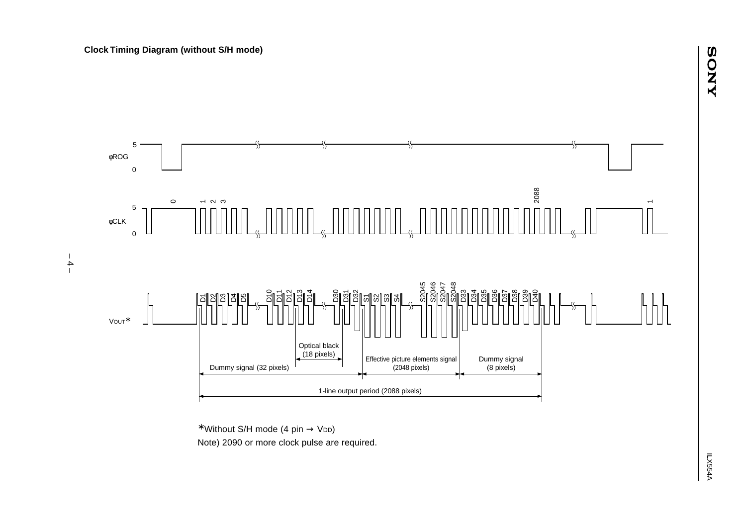**Clock Timing Diagram (without S/H mode)**

φROG

φCLK

VOUT*

Optical black (18 pixels)

Dummy signal (32 pixels)

Effective picture elements signal (2048 pixels)

Dummy signal (8 pixels)

1-line output period (2088 pixels)

*Without S/H mode (4 pin → $V_{DD}$)

Note) 2090 or more clock pulse are required.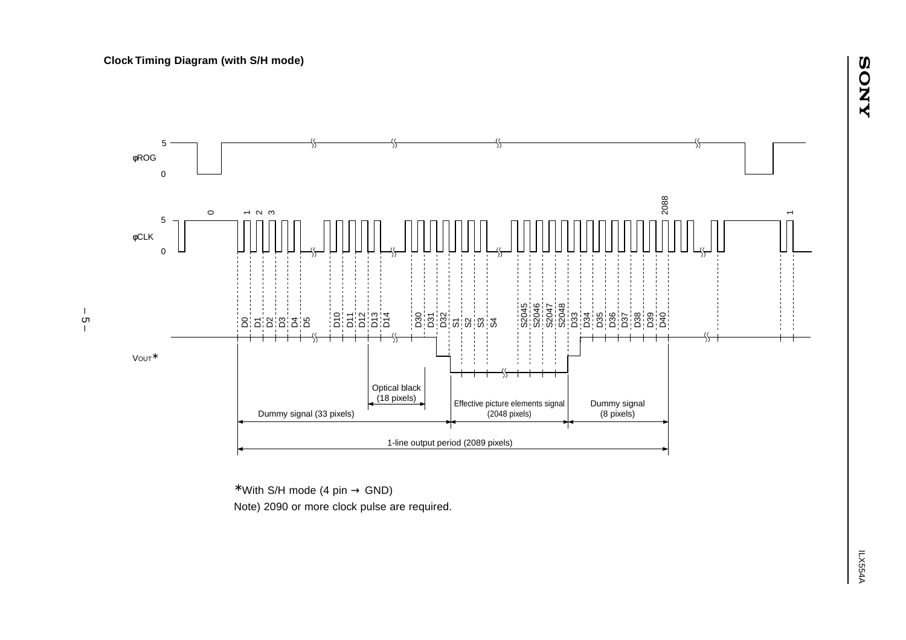## Clock Timing Diagram (with S/H mode)

φROG (5 / 0)

φCLK (5 / 0) — 0, 1, 2, 3 … 2088 … 1

VOUT*

D0, D1, D2, D3, D4, D5, D10, D11, D12, D13, D14, D30, D31, D32, S1, S2, S3, S4, S2045, S2046, S2047, S2048, D33, D34, D35, D36, D37, D38, D39, D40

Optical black (18 pixels)

Dummy signal (33 pixels)

Effective picture elements signal (2048 pixels)

Dummy signal (8 pixels)

1-line output period (2089 pixels)

*With S/H mode (4 pin → GND)

Note) 2090 or more clock pulse are required.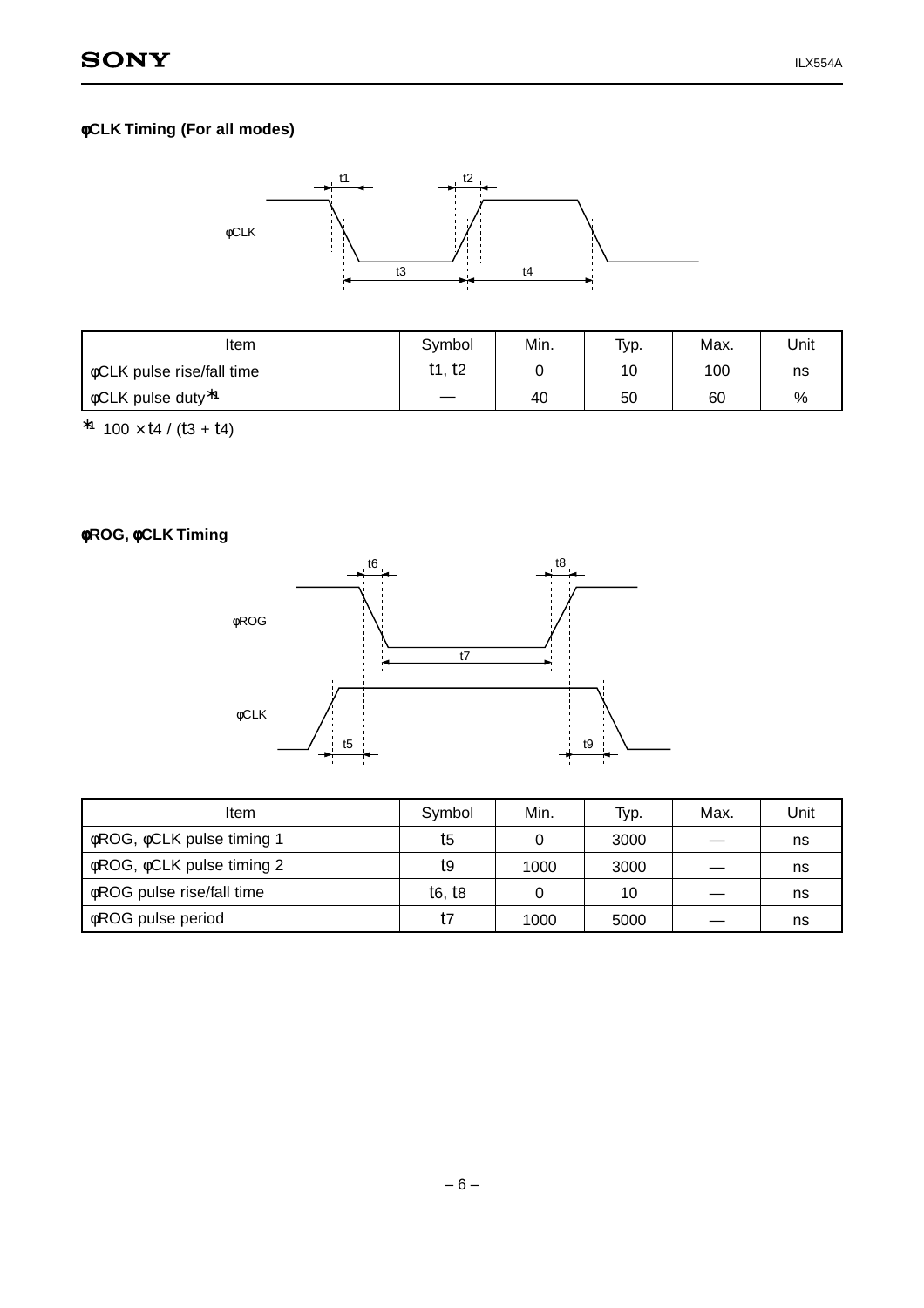### φCLK Timing (For all modes)

| Item | Symbol | Min. | Typ. | Max. | Unit |
|---|---|---|---|---|---|
| φCLK pulse rise/fall time | $t_1$, $t_2$ | 0 | 10 | 100 | ns |
| φCLK pulse duty *1 | — | 40 | 50 | 60 | % |

*1 $100 \times t_4 / (t_3 + t_4)$

### φROG, φCLK Timing

| Item | Symbol | Min. | Typ. | Max. | Unit |
|---|---|---|---|---|---|
| φROG, φCLK pulse timing 1 | $t_5$ | 0 | 3000 | — | ns |
| φROG, φCLK pulse timing 2 | $t_9$ | 1000 | 3000 | — | ns |
| φROG pulse rise/fall time | $t_6$, $t_8$ | 0 | 10 | — | ns |
| φROG pulse period | $t_7$ | 1000 | 5000 | — | ns |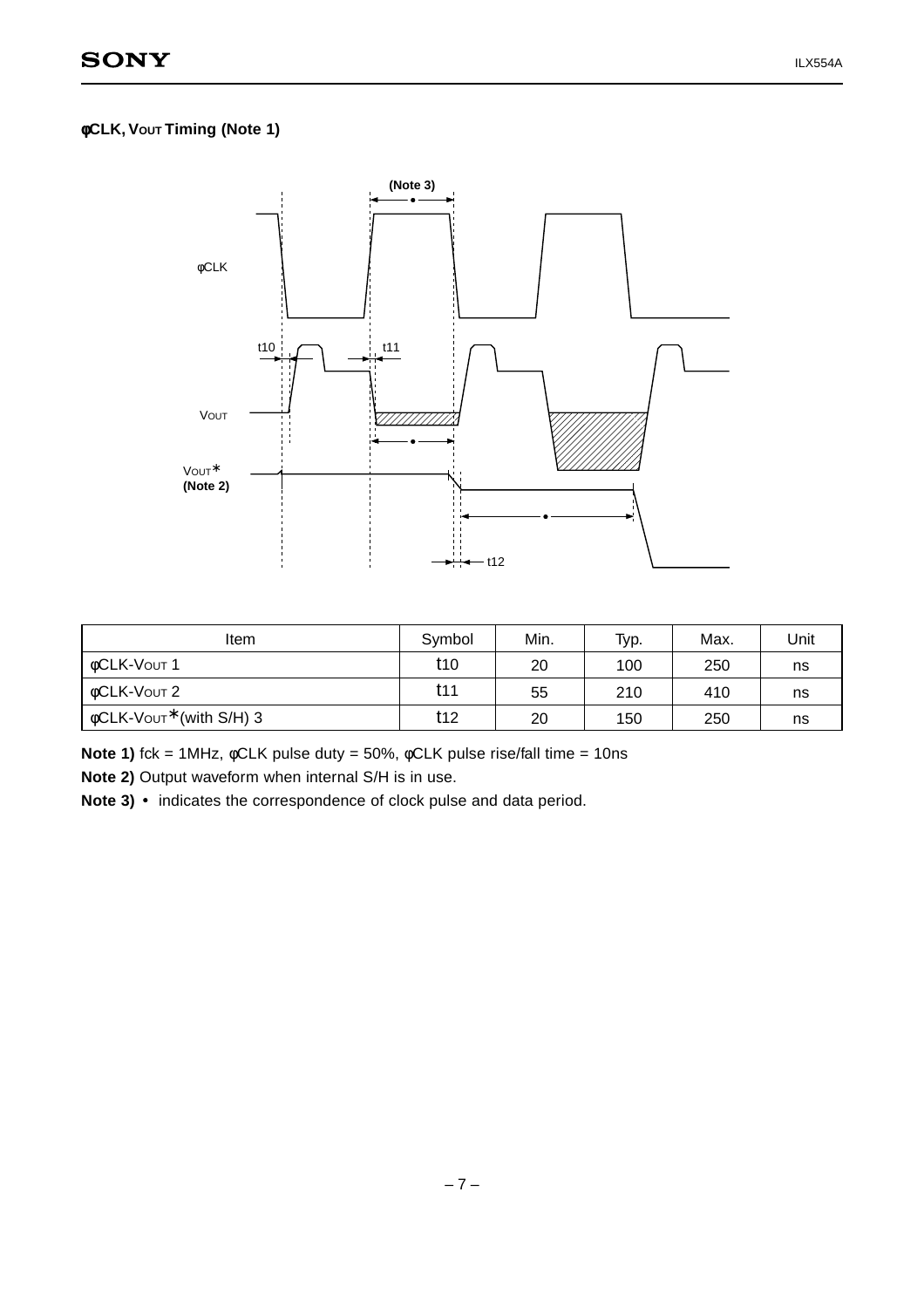### φCLK, VOUT Timing (Note 1)

| Item | Symbol | Min. | Typ. | Max. | Unit |
| --- | --- | --- | --- | --- | --- |
| φCLK-VOUT 1 | t10 | 20 | 100 | 250 | ns |
| φCLK-VOUT 2 | t11 | 55 | 210 | 410 | ns |
| φCLK-VOUT*(with S/H) 3 | t12 | 20 | 150 | 250 | ns |

**Note 1)** fck = 1MHz, φCLK pulse duty = 50%, φCLK pulse rise/fall time = 10ns

**Note 2)** Output waveform when internal S/H is in use.

**Note 3)** • indicates the correspondence of clock pulse and data period.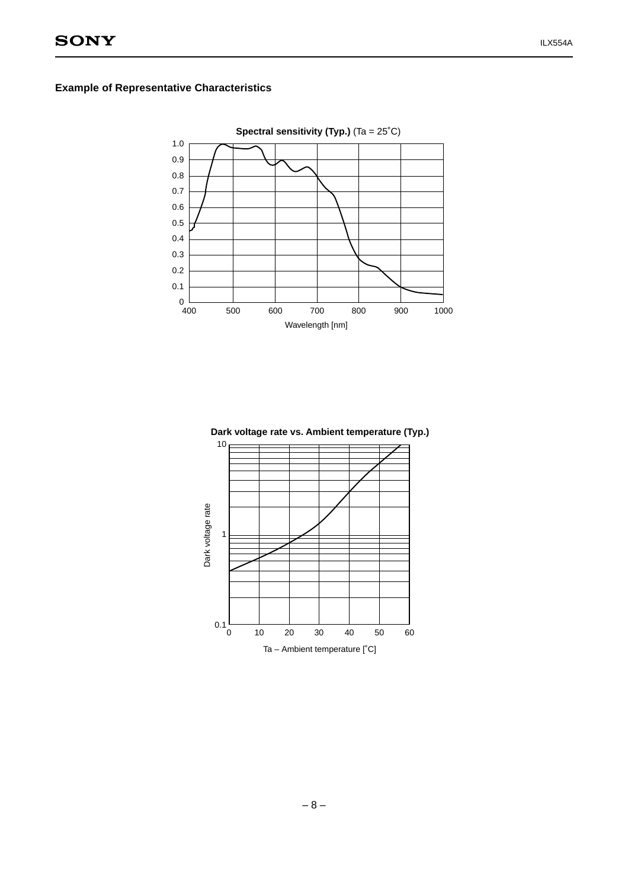## Example of Representative Characteristics

**Spectral sensitivity (Typ.)** (Ta = 25°C)

Wavelength [nm]

**Dark voltage rate vs. Ambient temperature (Typ.)**

Dark voltage rate

Ta – Ambient temperature [°C]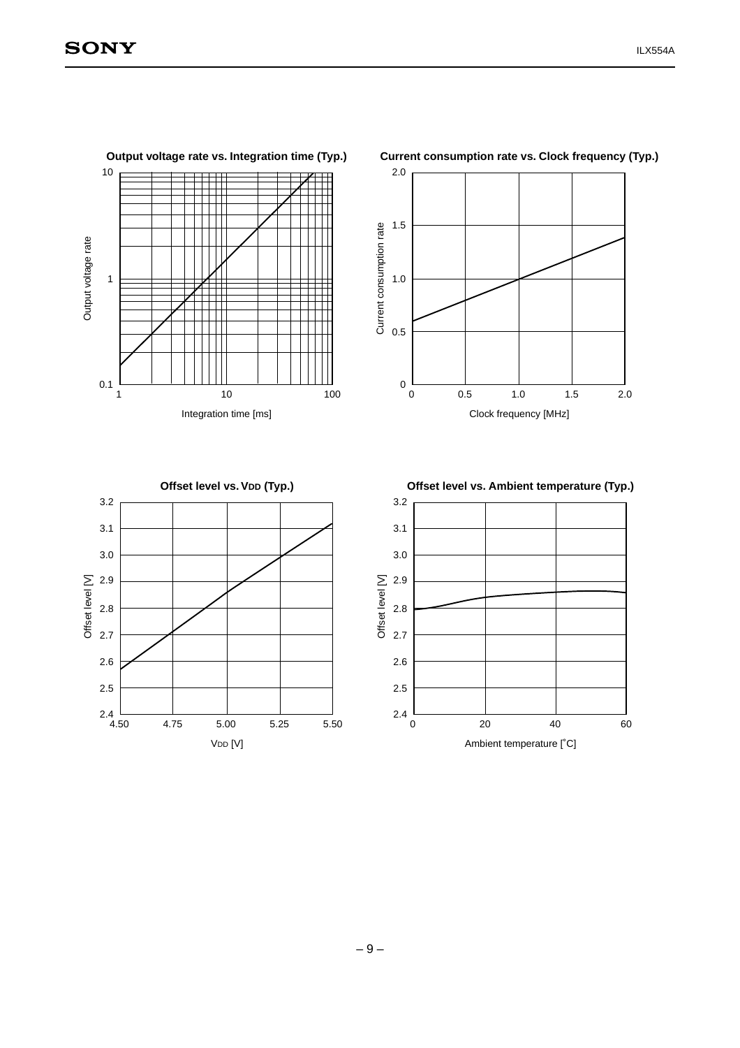**Output voltage rate vs. Integration time (Typ.)**

Output voltage rate

10

1

0.1

1 10 100

Integration time [ms]

**Current consumption rate vs. Clock frequency (Typ.)**

Current consumption rate

2.0

1.5

1.0

0.5

0

0 0.5 1.0 1.5 2.0

Clock frequency [MHz]

**Offset level vs. $V_{DD}$ (Typ.)**

Offset level [V]

3.2

3.1

3.0

2.9

2.8

2.7

2.6

2.5

2.4

4.50 4.75 5.00 5.25 5.50

$V_{DD}$ [V]

**Offset level vs. Ambient temperature (Typ.)**

Offset level [V]

3.2

3.1

3.0

2.9

2.8

2.7

2.6

2.5

2.4

0 20 40 60

Ambient temperature [˚C]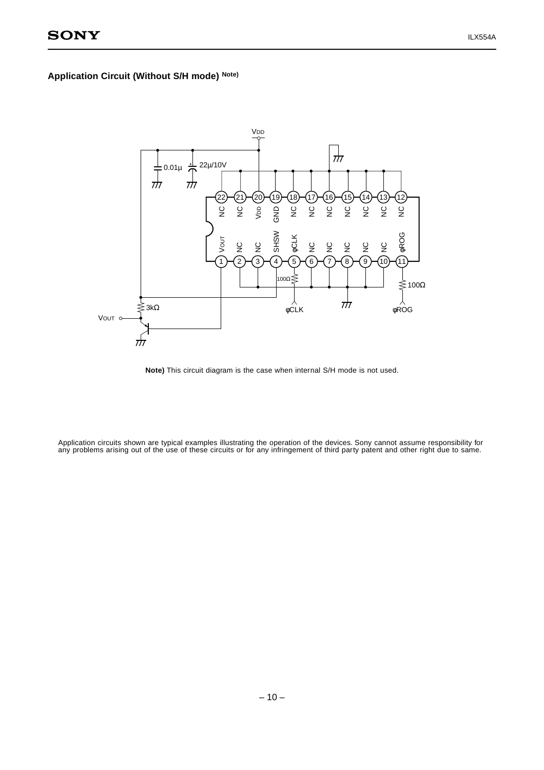## Application Circuit (Without S/H mode) Note)

**Note)** This circuit diagram is the case when internal S/H mode is not used.

Application circuits shown are typical examples illustrating the operation of the devices. Sony cannot assume responsibility for any problems arising out of the use of these circuits or for any infringement of third party patent and other right due to same.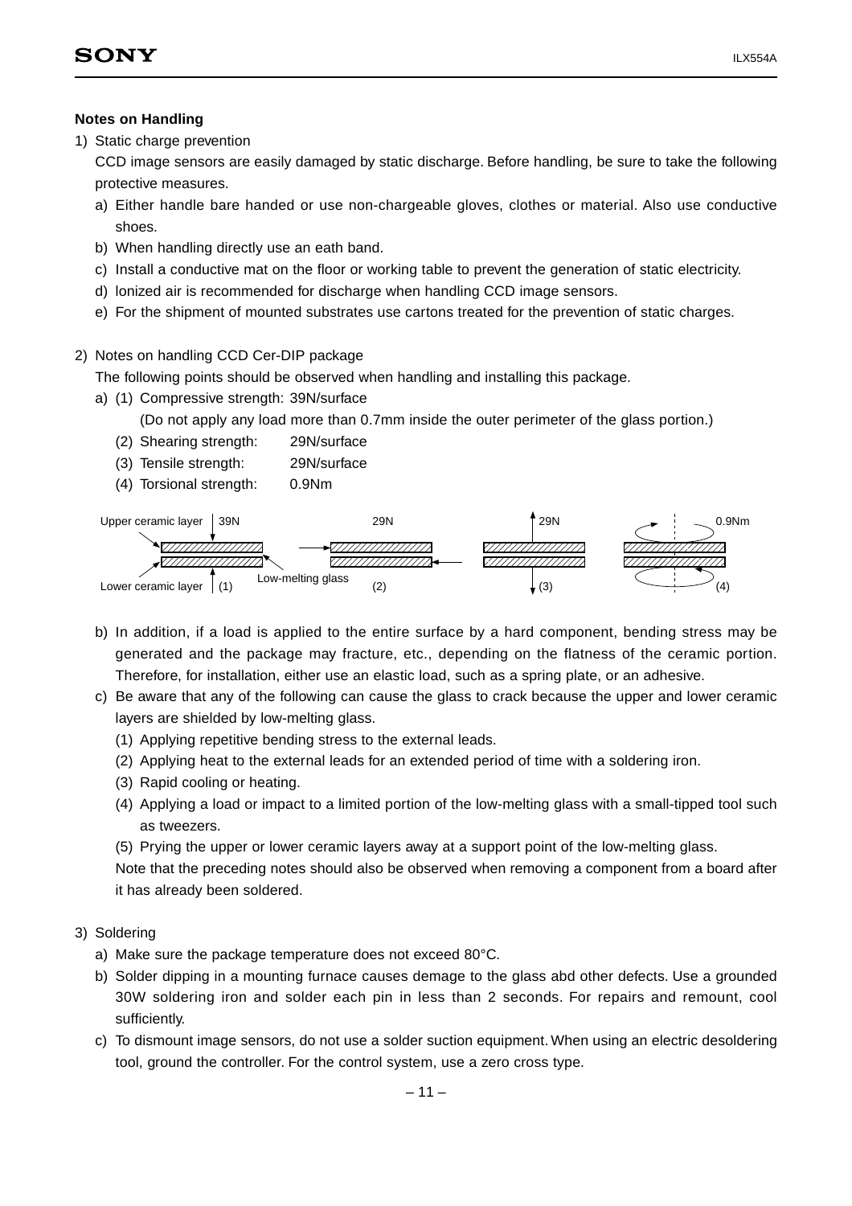**Notes on Handling**

1) Static charge prevention

   CCD image sensors are easily damaged by static discharge. Before handling, be sure to take the following protective measures.

   a) Either handle bare handed or use non-chargeable gloves, clothes or material. Also use conductive shoes.
   
   b) When handling directly use an eath band.
   
   c) Install a conductive mat on the floor or working table to prevent the generation of static electricity.
   
   d) Ionized air is recommended for discharge when handling CCD image sensors.
   
   e) For the shipment of mounted substrates use cartons treated for the prevention of static charges.

2) Notes on handling CCD Cer-DIP package

   The following points should be observed when handling and installing this package.

   a) (1) Compressive strength: 39N/surface
   
      (Do not apply any load more than 0.7mm inside the outer perimeter of the glass portion.)
      
      (2) Shearing strength: 29N/surface
      
      (3) Tensile strength: 29N/surface
      
      (4) Torsional strength: 0.9Nm

   Upper ceramic layer — 39N — (1) — Lower ceramic layer — Low-melting glass — 29N (2) — 29N (3) — 0.9Nm (4)

   b) In addition, if a load is applied to the entire surface by a hard component, bending stress may be generated and the package may fracture, etc., depending on the flatness of the ceramic portion. Therefore, for installation, either use an elastic load, such as a spring plate, or an adhesive.
   
   c) Be aware that any of the following can cause the glass to crack because the upper and lower ceramic layers are shielded by low-melting glass.
   
      (1) Applying repetitive bending stress to the external leads.
      
      (2) Applying heat to the external leads for an extended period of time with a soldering iron.
      
      (3) Rapid cooling or heating.
      
      (4) Applying a load or impact to a limited portion of the low-melting glass with a small-tipped tool such as tweezers.
      
      (5) Prying the upper or lower ceramic layers away at a support point of the low-melting glass.
      
      Note that the preceding notes should also be observed when removing a component from a board after it has already been soldered.

3) Soldering

   a) Make sure the package temperature does not exceed 80°C.
   
   b) Solder dipping in a mounting furnace causes demage to the glass abd other defects. Use a grounded 30W soldering iron and solder each pin in less than 2 seconds. For repairs and remount, cool sufficiently.
   
   c) To dismount image sensors, do not use a solder suction equipment. When using an electric desoldering tool, ground the controller. For the control system, use a zero cross type.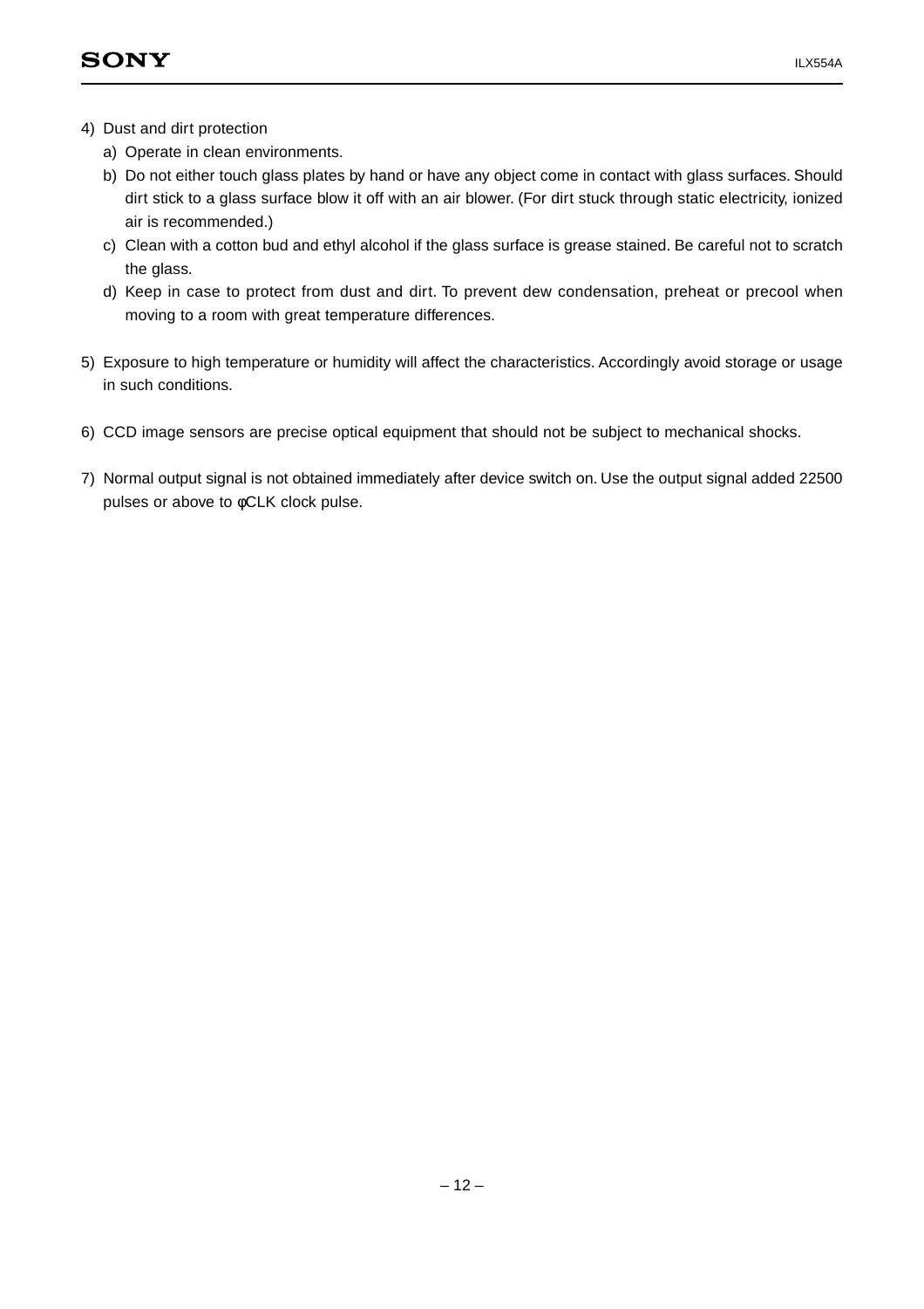4) Dust and dirt protection

   a) Operate in clean environments.

   b) Do not either touch glass plates by hand or have any object come in contact with glass surfaces. Should dirt stick to a glass surface blow it off with an air blower. (For dirt stuck through static electricity, ionized air is recommended.)

   c) Clean with a cotton bud and ethyl alcohol if the glass surface is grease stained. Be careful not to scratch the glass.

   d) Keep in case to protect from dust and dirt. To prevent dew condensation, preheat or precool when moving to a room with great temperature differences.

5) Exposure to high temperature or humidity will affect the characteristics. Accordingly avoid storage or usage in such conditions.

6) CCD image sensors are precise optical equipment that should not be subject to mechanical shocks.

7) Normal output signal is not obtained immediately after device switch on. Use the output signal added 22500 pulses or above to φCLK clock pulse.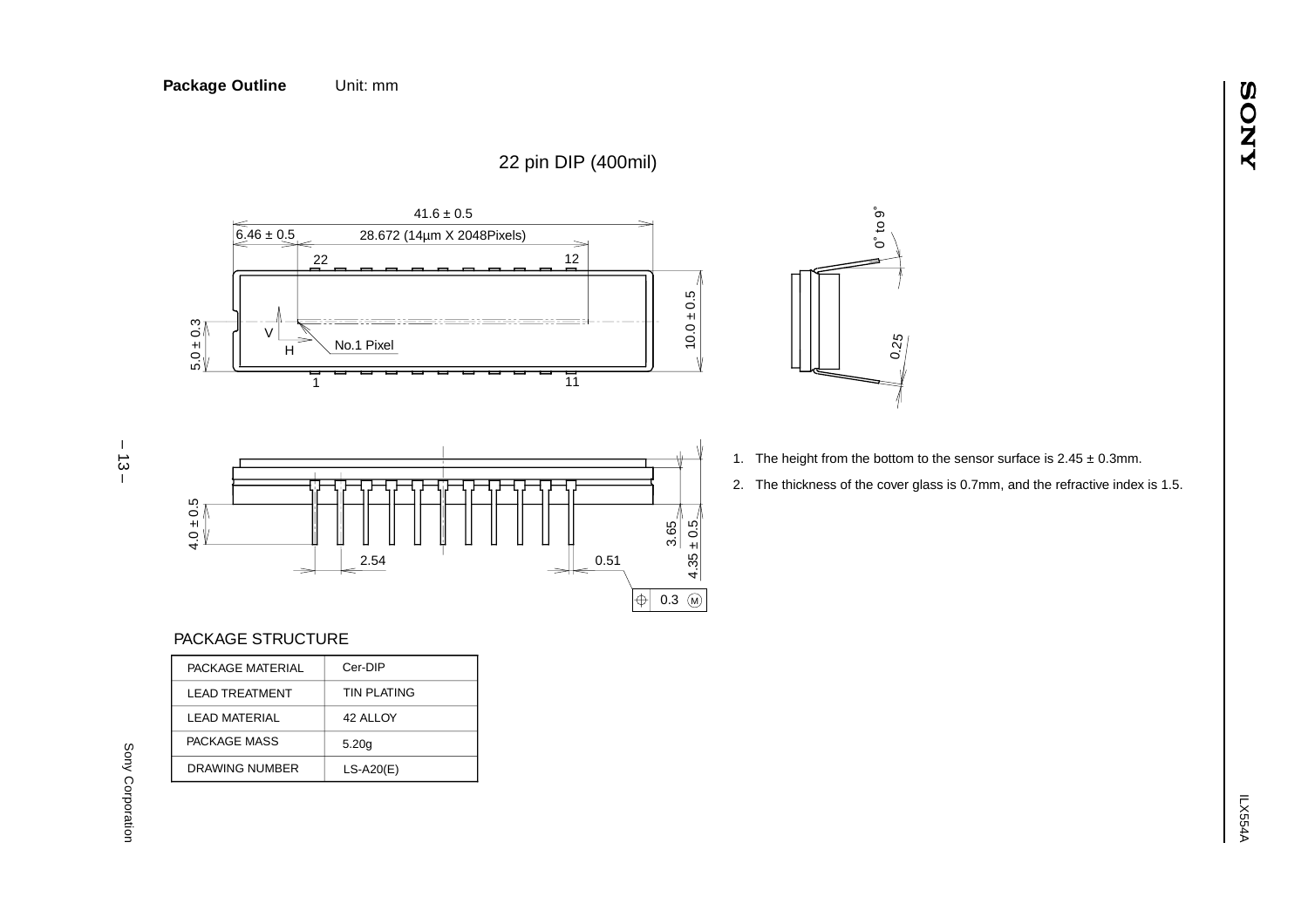**Package Outline** Unit: mm

22 pin DIP (400mil)

41.6 ± 0.5
6.46 ± 0.5
28.672 (14µm X 2048Pixels)
22
12
10.0 ± 0.5
5.0 ± 0.3
V
H
No.1 Pixel
1
11
0° to 9°
0.25

4.0 ± 0.5
2.54
0.51
3.65
4.35 ± 0.5
0.3 (M)

1. The height from the bottom to the sensor surface is 2.45 ± 0.3mm.
2. The thickness of the cover glass is 0.7mm, and the refractive index is 1.5.

PACKAGE STRUCTURE

| | |
|---|---|
| PACKAGE MATERIAL | Cer-DIP |
| LEAD TREATMENT | TIN PLATING |
| LEAD MATERIAL | 42 ALLOY |
| PACKAGE MASS | 5.20g |
| DRAWING NUMBER | LS-A20(E) |